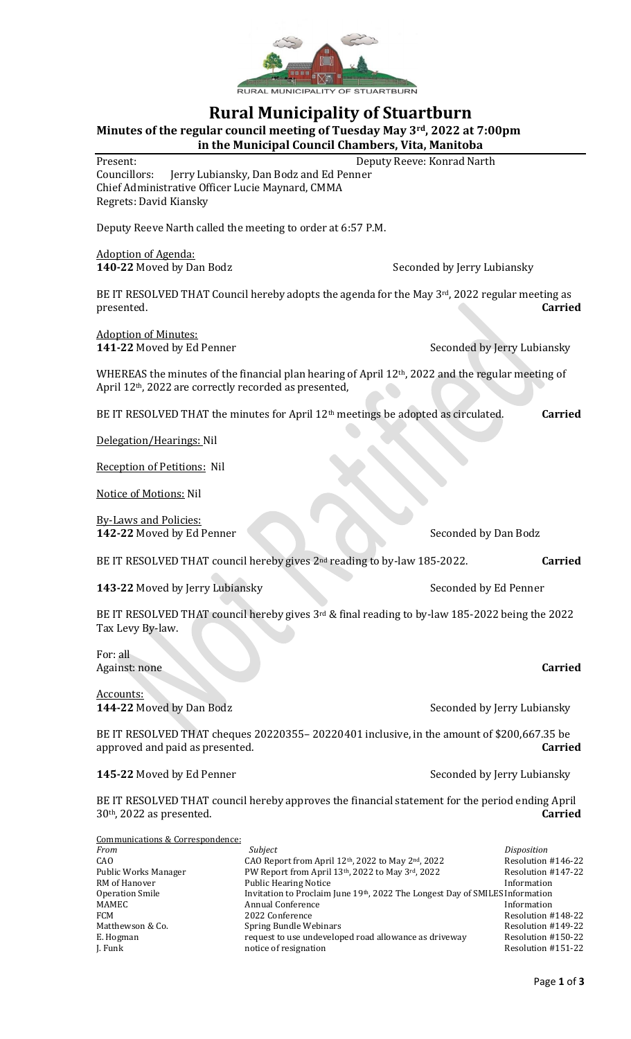RURAL MUNICIPALITY OF STUARTBURN

# Rural Municipality of Stuartburn

**Minutes of the regular council meeting of Tuesday May 3rd, 2022 at 7:00pm in the Municipal Council Chambers, Vita, Manitoba**

Present: Deputy Reeve: Konrad Narth
Councillors: Jerry Lubiansky, Dan Bodz and Ed Penner
Chief Administrative Officer Lucie Maynard, CMMA
Regrets: David Kiansky

Deputy Reeve Narth called the meeting to order at 6:57 P.M.

Adoption of Agenda:
**140-22** Moved by Dan Bodz — Seconded by Jerry Lubiansky

BE IT RESOLVED THAT Council hereby adopts the agenda for the May 3rd, 2022 regular meeting as presented. **Carried**

Adoption of Minutes:
**141-22** Moved by Ed Penner — Seconded by Jerry Lubiansky

WHEREAS the minutes of the financial plan hearing of April 12th, 2022 and the regular meeting of April 12th, 2022 are correctly recorded as presented,

BE IT RESOLVED THAT the minutes for April 12th meetings be adopted as circulated. **Carried**

Delegation/Hearings: Nil

Reception of Petitions: Nil

Notice of Motions: Nil

By-Laws and Policies:
**142-22** Moved by Ed Penner — Seconded by Dan Bodz

BE IT RESOLVED THAT council hereby gives 2nd reading to by-law 185-2022. **Carried**

**143-22** Moved by Jerry Lubiansky — Seconded by Ed Penner

BE IT RESOLVED THAT council hereby gives 3rd & final reading to by-law 185-2022 being the 2022 Tax Levy By-law.

For: all
Against: none **Carried**

Accounts:
**144-22** Moved by Dan Bodz — Seconded by Jerry Lubiansky

BE IT RESOLVED THAT cheques 20220355– 20220401 inclusive, in the amount of $200,667.35 be approved and paid as presented. **Carried**

**145-22** Moved by Ed Penner — Seconded by Jerry Lubiansky

BE IT RESOLVED THAT council hereby approves the financial statement for the period ending April 30th, 2022 as presented. **Carried**

Communications & Correspondence:

| *From* | *Subject* | *Disposition* |
|---|---|---|
| CAO | CAO Report from April 12th, 2022 to May 2nd, 2022 | Resolution #146-22 |
| Public Works Manager | PW Report from April 13th, 2022 to May 3rd, 2022 | Resolution #147-22 |
| RM of Hanover | Public Hearing Notice | Information |
| Operation Smile | Invitation to Proclaim June 19th, 2022 The Longest Day of SMILES | Information |
| MAMEC | Annual Conference | Information |
| FCM | 2022 Conference | Resolution #148-22 |
| Matthewson & Co. | Spring Bundle Webinars | Resolution #149-22 |
| E. Hogman | request to use undeveloped road allowance as driveway | Resolution #150-22 |
| J. Funk | notice of resignation | Resolution #151-22 |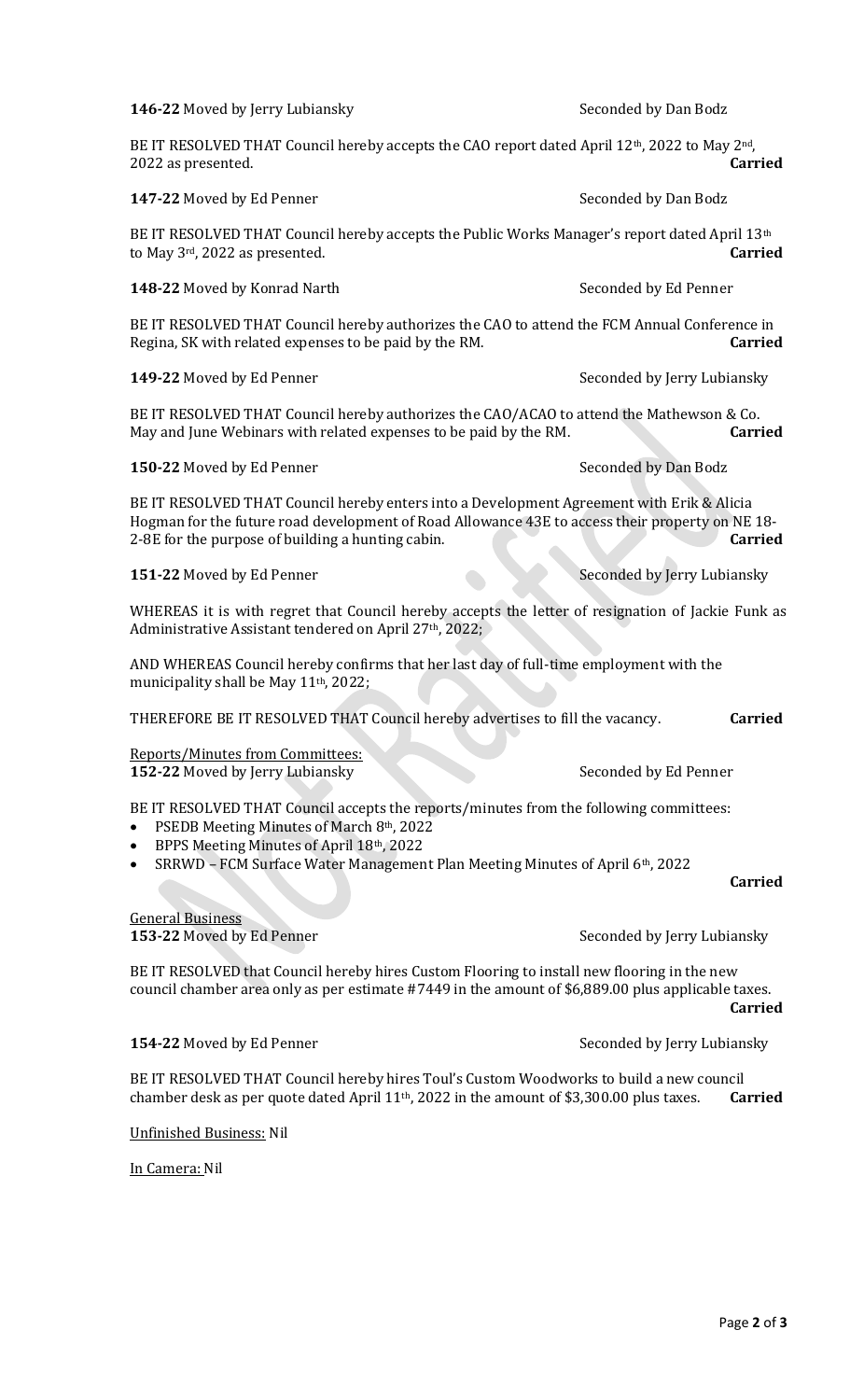**146-22** Moved by Jerry Lubiansky Seconded by Dan Bodz

BE IT RESOLVED THAT Council hereby accepts the CAO report dated April 12th, 2022 to May 2nd, 2022 as presented. **Carried**

**147-22** Moved by Ed Penner Seconded by Dan Bodz

BE IT RESOLVED THAT Council hereby accepts the Public Works Manager's report dated April 13th to May 3rd, 2022 as presented. **Carried**

**148-22** Moved by Konrad Narth Seconded by Ed Penner

BE IT RESOLVED THAT Council hereby authorizes the CAO to attend the FCM Annual Conference in Regina, SK with related expenses to be paid by the RM. **Carried**

**149-22** Moved by Ed Penner Seconded by Jerry Lubiansky

BE IT RESOLVED THAT Council hereby authorizes the CAO/ACAO to attend the Mathewson & Co. May and June Webinars with related expenses to be paid by the RM. **Carried**

**150-22** Moved by Ed Penner Seconded by Dan Bodz

BE IT RESOLVED THAT Council hereby enters into a Development Agreement with Erik & Alicia Hogman for the future road development of Road Allowance 43E to access their property on NE 18-2-8E for the purpose of building a hunting cabin. **Carried**

**151-22** Moved by Ed Penner Seconded by Jerry Lubiansky

WHEREAS it is with regret that Council hereby accepts the letter of resignation of Jackie Funk as Administrative Assistant tendered on April 27th, 2022;

AND WHEREAS Council hereby confirms that her last day of full-time employment with the municipality shall be May 11th, 2022;

THEREFORE BE IT RESOLVED THAT Council hereby advertises to fill the vacancy. **Carried**

Reports/Minutes from Committees:

**152-22** Moved by Jerry Lubiansky Seconded by Ed Penner

BE IT RESOLVED THAT Council accepts the reports/minutes from the following committees:

- PSEDB Meeting Minutes of March 8th, 2022
- BPPS Meeting Minutes of April 18th, 2022
- SRRWD – FCM Surface Water Management Plan Meeting Minutes of April 6th, 2022

**Carried**

General Business

**153-22** Moved by Ed Penner Seconded by Jerry Lubiansky

BE IT RESOLVED that Council hereby hires Custom Flooring to install new flooring in the new council chamber area only as per estimate #7449 in the amount of $6,889.00 plus applicable taxes. **Carried**

**154-22** Moved by Ed Penner Seconded by Jerry Lubiansky

BE IT RESOLVED THAT Council hereby hires Toul's Custom Woodworks to build a new council chamber desk as per quote dated April 11th, 2022 in the amount of $3,300.00 plus taxes. **Carried**

Unfinished Business: Nil

In Camera: Nil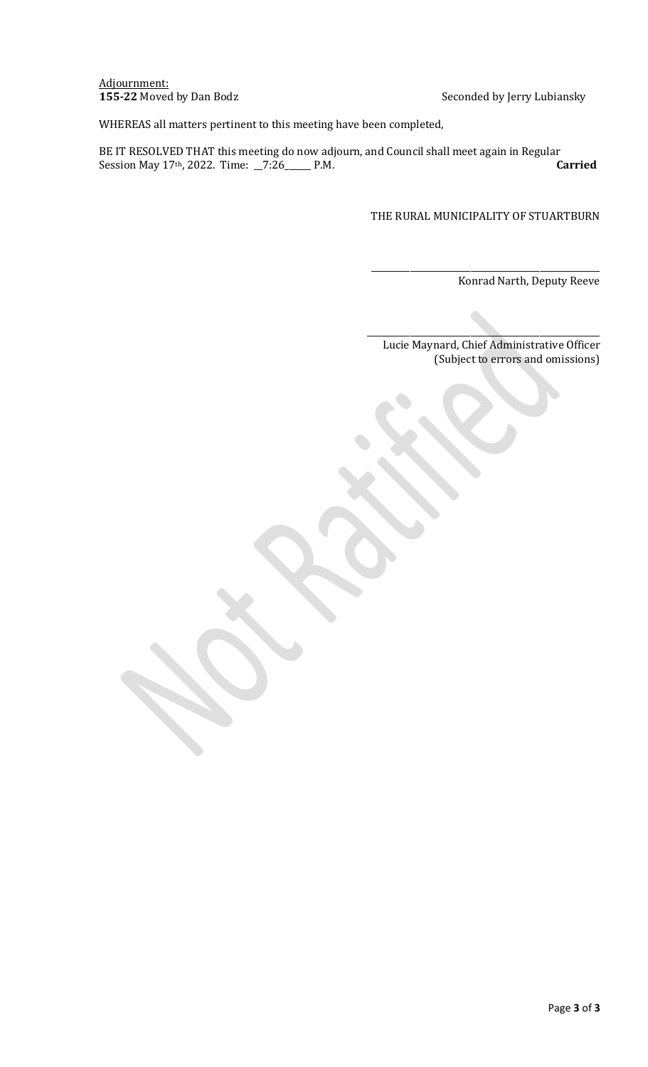Adjournment:
**155-22** Moved by Dan Bodz Seconded by Jerry Lubiansky

WHEREAS all matters pertinent to this meeting have been completed,

BE IT RESOLVED THAT this meeting do now adjourn, and Council shall meet again in Regular Session May 17th, 2022. Time: __7:26_____ P.M. **Carried**

THE RURAL MUNICIPALITY OF STUARTBURN

\_\_\_\_\_\_\_\_\_\_\_\_\_\_\_\_\_\_\_\_\_\_\_\_\_\_\_\_\_\_\_\_\_\_\_\_
Konrad Narth, Deputy Reeve

\_\_\_\_\_\_\_\_\_\_\_\_\_\_\_\_\_\_\_\_\_\_\_\_\_\_\_\_\_\_\_\_\_\_\_\_
Lucie Maynard, Chief Administrative Officer
(Subject to errors and omissions)

Not Ratified